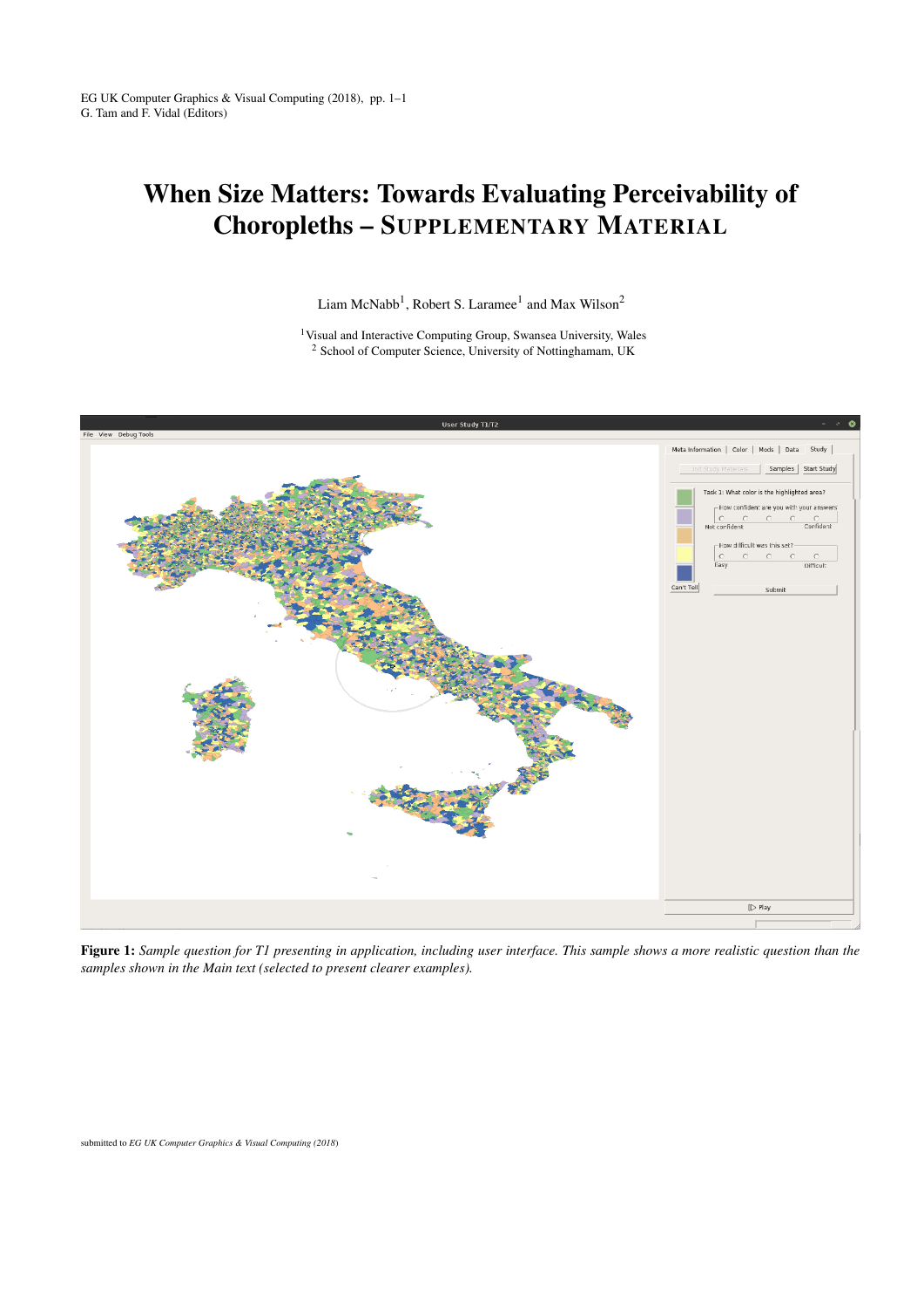# When Size Matters: Towards Evaluating Perceivability of Choropleths – SUPPLEMENTARY MATERIAL

Liam McNabb[1], Robert S. Laramee[1] and Max Wilson[2]

[1]Visual and Interactive Computing Group, Swansea University, Wales
[2] School of Computer Science, University of Nottinghamam, UK

**Figure 1:** *Sample question for T1 presenting in application, including user interface. This sample shows a more realistic question than the samples shown in the Main text (selected to present clearer examples).*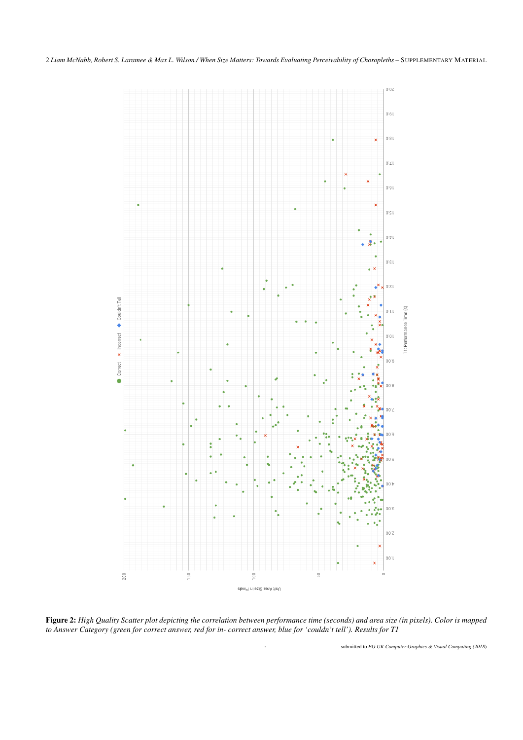**Figure 2:** *High Quality Scatter plot depicting the correlation between performance time (seconds) and area size (in pixels). Color is mapped to Answer Category (green for correct answer, red for in- correct answer, blue for 'couldn't tell'). Results for T1*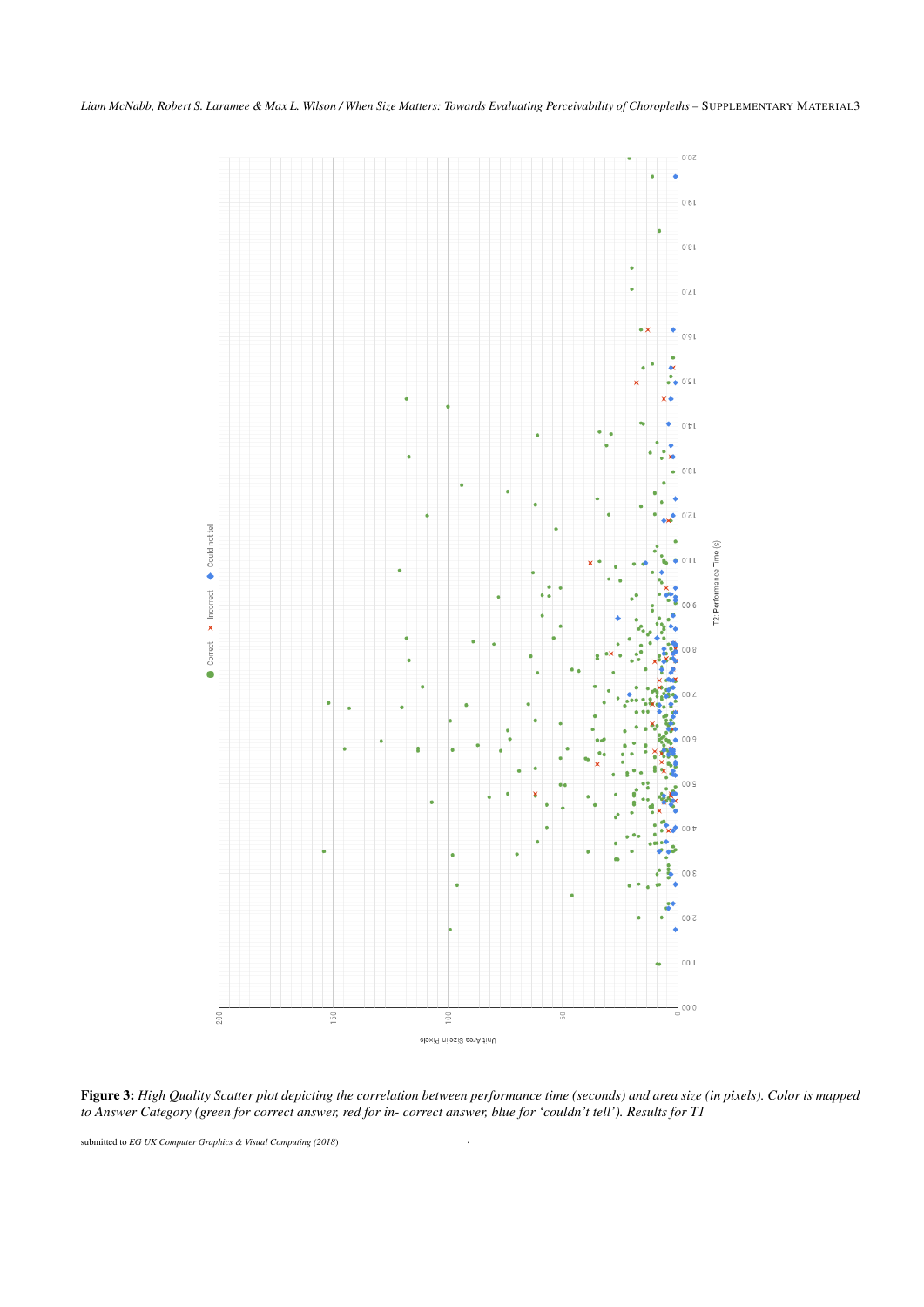Correct
Incorrect
Could not tell

T2: Performance Time (s)

0.00
1.00
2.00
3.00
4.00
5.00
6.00
7.00
8.00
9.00
11.0
12.0
13.0
14.0
15.0
16.0
17.0
18.0
19.0
20.0

Unit Area Size in Pixels

200
150
100
50
0

**Figure 3:** *High Quality Scatter plot depicting the correlation between performance time (seconds) and area size (in pixels). Color is mapped to Answer Category (green for correct answer, red for in- correct answer, blue for 'couldn't tell'). Results for T1*